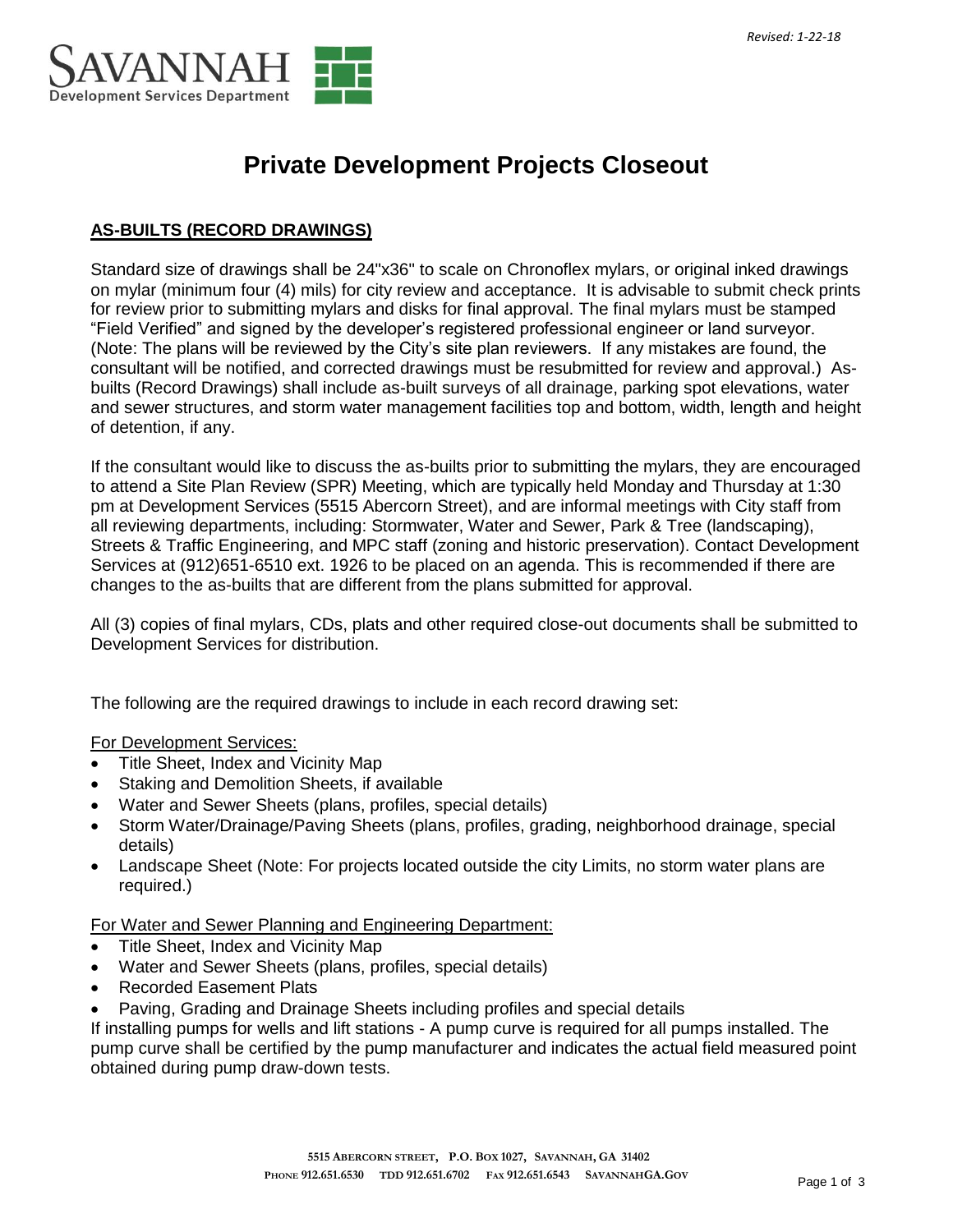Revised: 1-22-18

SAVANNAH
Development Services Department

# Private Development Projects Closeout

## AS-BUILTS (RECORD DRAWINGS)

Standard size of drawings shall be 24"x36" to scale on Chronoflex mylars, or original inked drawings on mylar (minimum four (4) mils) for city review and acceptance. It is advisable to submit check prints for review prior to submitting mylars and disks for final approval. The final mylars must be stamped "Field Verified" and signed by the developer's registered professional engineer or land surveyor. (Note: The plans will be reviewed by the City's site plan reviewers. If any mistakes are found, the consultant will be notified, and corrected drawings must be resubmitted for review and approval.) As-builts (Record Drawings) shall include as-built surveys of all drainage, parking spot elevations, water and sewer structures, and storm water management facilities top and bottom, width, length and height of detention, if any.

If the consultant would like to discuss the as-builts prior to submitting the mylars, they are encouraged to attend a Site Plan Review (SPR) Meeting, which are typically held Monday and Thursday at 1:30 pm at Development Services (5515 Abercorn Street), and are informal meetings with City staff from all reviewing departments, including: Stormwater, Water and Sewer, Park & Tree (landscaping), Streets & Traffic Engineering, and MPC staff (zoning and historic preservation). Contact Development Services at (912)651-6510 ext. 1926 to be placed on an agenda. This is recommended if there are changes to the as-builts that are different from the plans submitted for approval.

All (3) copies of final mylars, CDs, plats and other required close-out documents shall be submitted to Development Services for distribution.

The following are the required drawings to include in each record drawing set:

For Development Services:

- Title Sheet, Index and Vicinity Map
- Staking and Demolition Sheets, if available
- Water and Sewer Sheets (plans, profiles, special details)
- Storm Water/Drainage/Paving Sheets (plans, profiles, grading, neighborhood drainage, special details)
- Landscape Sheet (Note: For projects located outside the city Limits, no storm water plans are required.)

For Water and Sewer Planning and Engineering Department:

- Title Sheet, Index and Vicinity Map
- Water and Sewer Sheets (plans, profiles, special details)
- Recorded Easement Plats
- Paving, Grading and Drainage Sheets including profiles and special details

If installing pumps for wells and lift stations - A pump curve is required for all pumps installed. The pump curve shall be certified by the pump manufacturer and indicates the actual field measured point obtained during pump draw-down tests.

5515 ABERCORN STREET, P.O. BOX 1027, SAVANNAH, GA 31402
PHONE 912.651.6530 TDD 912.651.6702 FAX 912.651.6543 SAVANNAHGA.GOV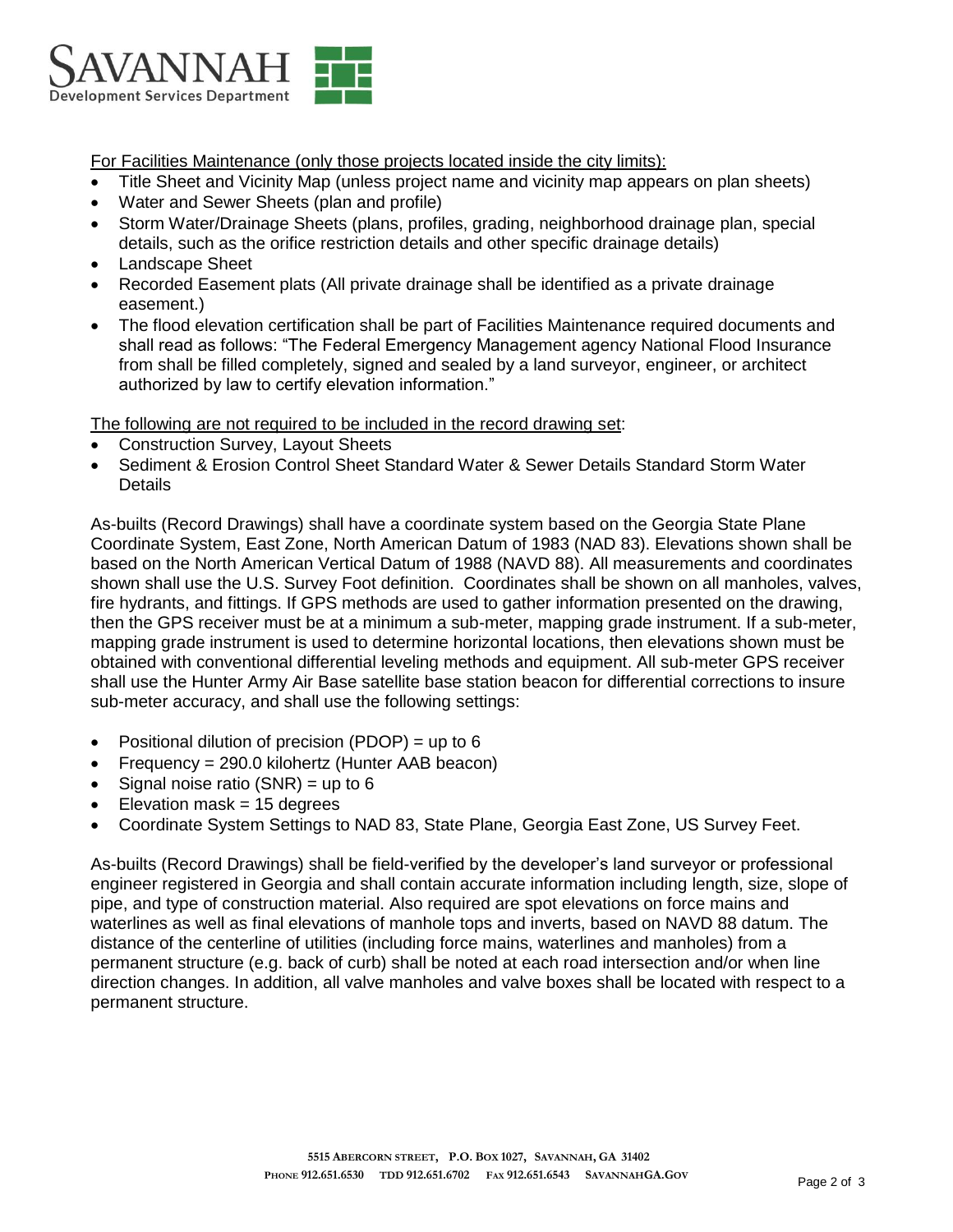For Facilities Maintenance (only those projects located inside the city limits):

- Title Sheet and Vicinity Map (unless project name and vicinity map appears on plan sheets)
- Water and Sewer Sheets (plan and profile)
- Storm Water/Drainage Sheets (plans, profiles, grading, neighborhood drainage plan, special details, such as the orifice restriction details and other specific drainage details)
- Landscape Sheet
- Recorded Easement plats (All private drainage shall be identified as a private drainage easement.)
- The flood elevation certification shall be part of Facilities Maintenance required documents and shall read as follows: "The Federal Emergency Management agency National Flood Insurance from shall be filled completely, signed and sealed by a land surveyor, engineer, or architect authorized by law to certify elevation information."

The following are not required to be included in the record drawing set:

- Construction Survey, Layout Sheets
- Sediment & Erosion Control Sheet Standard Water & Sewer Details Standard Storm Water Details

As-builts (Record Drawings) shall have a coordinate system based on the Georgia State Plane Coordinate System, East Zone, North American Datum of 1983 (NAD 83). Elevations shown shall be based on the North American Vertical Datum of 1988 (NAVD 88). All measurements and coordinates shown shall use the U.S. Survey Foot definition. Coordinates shall be shown on all manholes, valves, fire hydrants, and fittings. If GPS methods are used to gather information presented on the drawing, then the GPS receiver must be at a minimum a sub-meter, mapping grade instrument. If a sub-meter, mapping grade instrument is used to determine horizontal locations, then elevations shown must be obtained with conventional differential leveling methods and equipment. All sub-meter GPS receiver shall use the Hunter Army Air Base satellite base station beacon for differential corrections to insure sub-meter accuracy, and shall use the following settings:

- Positional dilution of precision (PDOP) = up to 6
- Frequency = 290.0 kilohertz (Hunter AAB beacon)
- Signal noise ratio (SNR) = up to 6
- Elevation mask = 15 degrees
- Coordinate System Settings to NAD 83, State Plane, Georgia East Zone, US Survey Feet.

As-builts (Record Drawings) shall be field-verified by the developer's land surveyor or professional engineer registered in Georgia and shall contain accurate information including length, size, slope of pipe, and type of construction material. Also required are spot elevations on force mains and waterlines as well as final elevations of manhole tops and inverts, based on NAVD 88 datum. The distance of the centerline of utilities (including force mains, waterlines and manholes) from a permanent structure (e.g. back of curb) shall be noted at each road intersection and/or when line direction changes. In addition, all valve manholes and valve boxes shall be located with respect to a permanent structure.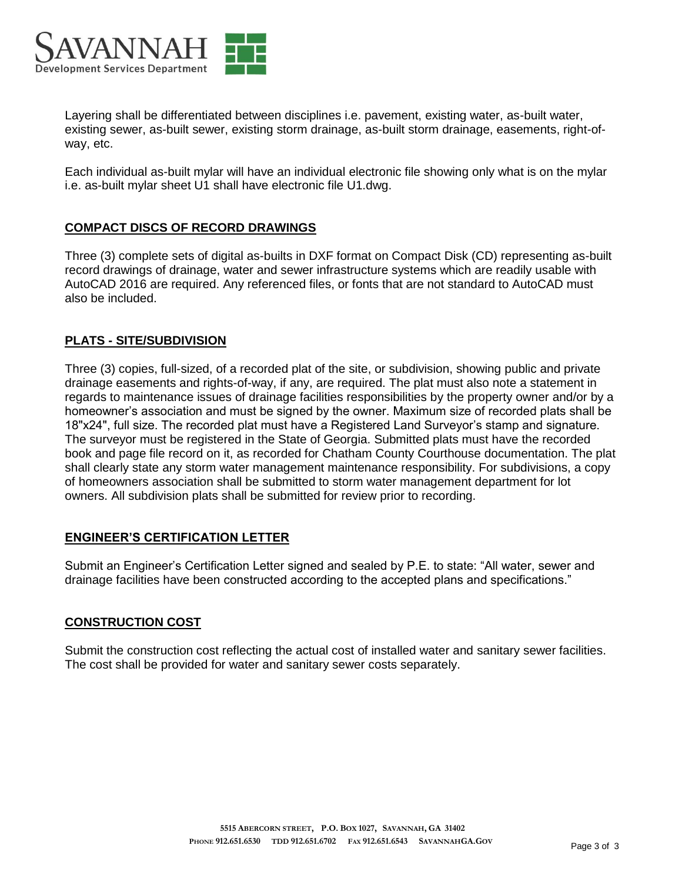Layering shall be differentiated between disciplines i.e. pavement, existing water, as-built water, existing sewer, as-built sewer, existing storm drainage, as-built storm drainage, easements, right-of-way, etc.

Each individual as-built mylar will have an individual electronic file showing only what is on the mylar i.e. as-built mylar sheet U1 shall have electronic file U1.dwg.

## COMPACT DISCS OF RECORD DRAWINGS

Three (3) complete sets of digital as-builts in DXF format on Compact Disk (CD) representing as-built record drawings of drainage, water and sewer infrastructure systems which are readily usable with AutoCAD 2016 are required. Any referenced files, or fonts that are not standard to AutoCAD must also be included.

## PLATS - SITE/SUBDIVISION

Three (3) copies, full-sized, of a recorded plat of the site, or subdivision, showing public and private drainage easements and rights-of-way, if any, are required. The plat must also note a statement in regards to maintenance issues of drainage facilities responsibilities by the property owner and/or by a homeowner's association and must be signed by the owner. Maximum size of recorded plats shall be 18"x24", full size. The recorded plat must have a Registered Land Surveyor's stamp and signature. The surveyor must be registered in the State of Georgia. Submitted plats must have the recorded book and page file record on it, as recorded for Chatham County Courthouse documentation. The plat shall clearly state any storm water management maintenance responsibility. For subdivisions, a copy of homeowners association shall be submitted to storm water management department for lot owners. All subdivision plats shall be submitted for review prior to recording.

## ENGINEER'S CERTIFICATION LETTER

Submit an Engineer's Certification Letter signed and sealed by P.E. to state: "All water, sewer and drainage facilities have been constructed according to the accepted plans and specifications."

## CONSTRUCTION COST

Submit the construction cost reflecting the actual cost of installed water and sanitary sewer facilities. The cost shall be provided for water and sanitary sewer costs separately.